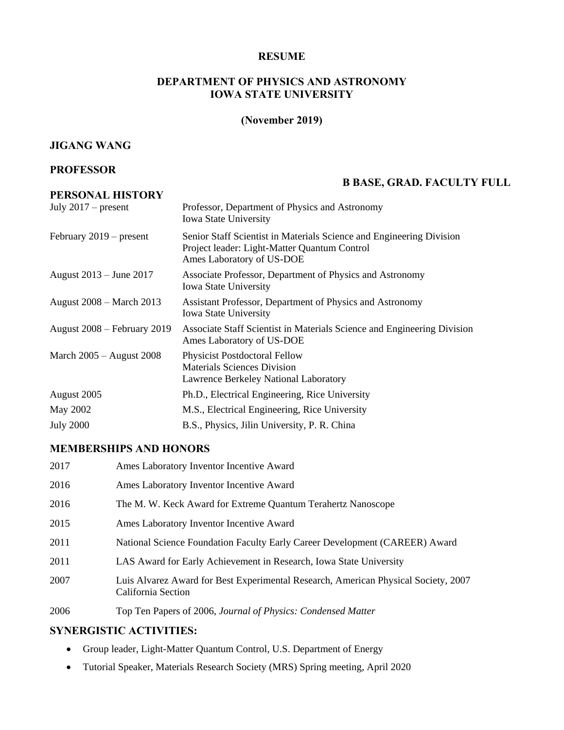**RESUME**

**DEPARTMENT OF PHYSICS AND ASTRONOMY**
**IOWA STATE UNIVERSITY**

**(November 2019)**

## JIGANG WANG

## PROFESSOR

**B BASE, GRAD. FACULTY FULL**

## PERSONAL HISTORY

| | |
|---|---|
| July 2017 – present | Professor, Department of Physics and Astronomy<br>Iowa State University |
| February 2019 – present | Senior Staff Scientist in Materials Science and Engineering Division<br>Project leader: Light-Matter Quantum Control<br>Ames Laboratory of US-DOE |
| August 2013 – June 2017 | Associate Professor, Department of Physics and Astronomy<br>Iowa State University |
| August 2008 – March 2013 | Assistant Professor, Department of Physics and Astronomy<br>Iowa State University |
| August 2008 – February 2019 | Associate Staff Scientist in Materials Science and Engineering Division<br>Ames Laboratory of US-DOE |
| March 2005 – August 2008 | Physicist Postdoctoral Fellow<br>Materials Sciences Division<br>Lawrence Berkeley National Laboratory |
| August 2005 | Ph.D., Electrical Engineering, Rice University |
| May 2002 | M.S., Electrical Engineering, Rice University |
| July 2000 | B.S., Physics, Jilin University, P. R. China |

## MEMBERSHIPS AND HONORS

| | |
|---|---|
| 2017 | Ames Laboratory Inventor Incentive Award |
| 2016 | Ames Laboratory Inventor Incentive Award |
| 2016 | The M. W. Keck Award for Extreme Quantum Terahertz Nanoscope |
| 2015 | Ames Laboratory Inventor Incentive Award |
| 2011 | National Science Foundation Faculty Early Career Development (CAREER) Award |
| 2011 | LAS Award for Early Achievement in Research, Iowa State University |
| 2007 | Luis Alvarez Award for Best Experimental Research, American Physical Society, 2007 California Section |
| 2006 | Top Ten Papers of 2006, *Journal of Physics: Condensed Matter* |

## SYNERGISTIC ACTIVITIES:

- Group leader, Light-Matter Quantum Control, U.S. Department of Energy
- Tutorial Speaker, Materials Research Society (MRS) Spring meeting, April 2020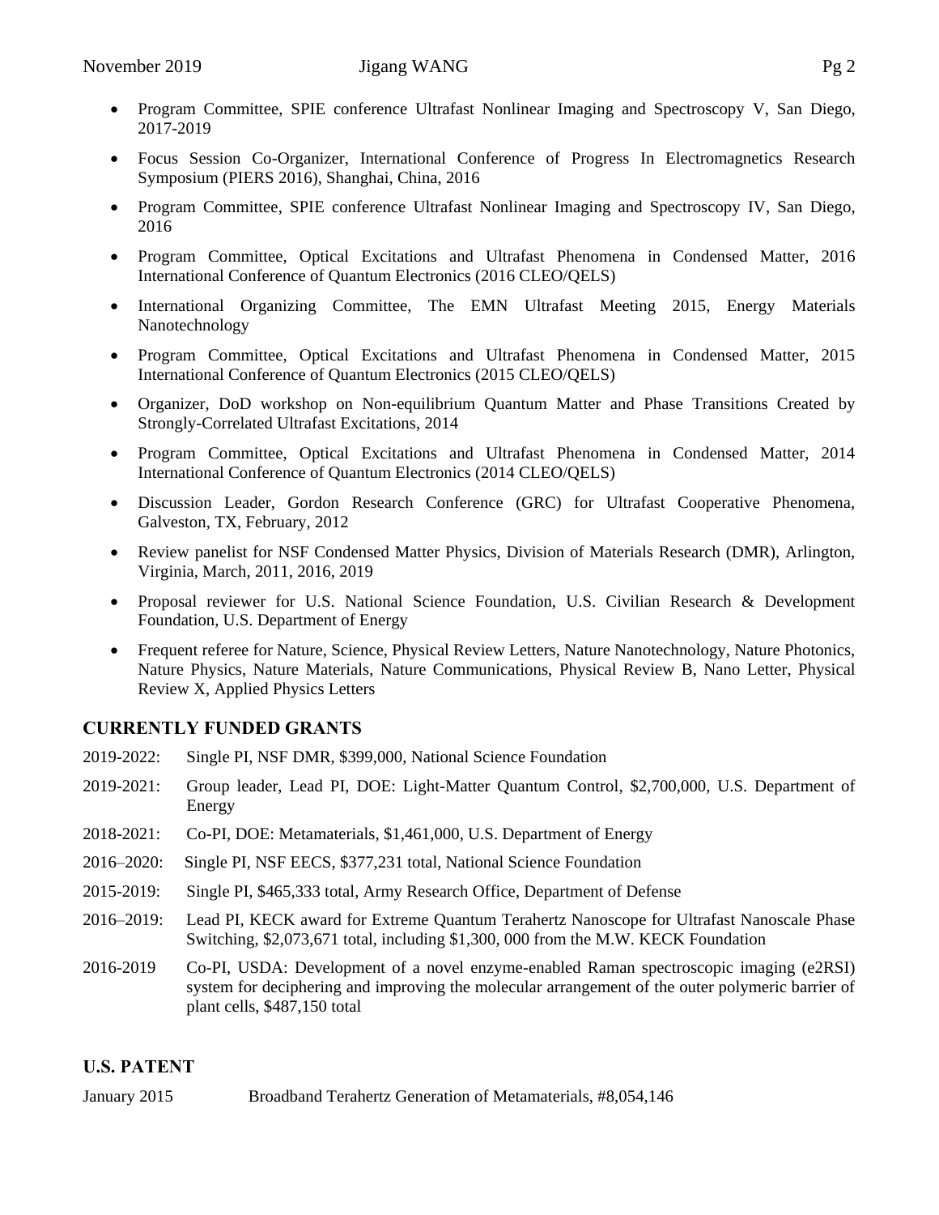- Program Committee, SPIE conference Ultrafast Nonlinear Imaging and Spectroscopy V, San Diego, 2017-2019
- Focus Session Co-Organizer, International Conference of Progress In Electromagnetics Research Symposium (PIERS 2016), Shanghai, China, 2016
- Program Committee, SPIE conference Ultrafast Nonlinear Imaging and Spectroscopy IV, San Diego, 2016
- Program Committee, Optical Excitations and Ultrafast Phenomena in Condensed Matter, 2016 International Conference of Quantum Electronics (2016 CLEO/QELS)
- International Organizing Committee, The EMN Ultrafast Meeting 2015, Energy Materials Nanotechnology
- Program Committee, Optical Excitations and Ultrafast Phenomena in Condensed Matter, 2015 International Conference of Quantum Electronics (2015 CLEO/QELS)
- Organizer, DoD workshop on Non-equilibrium Quantum Matter and Phase Transitions Created by Strongly-Correlated Ultrafast Excitations, 2014
- Program Committee, Optical Excitations and Ultrafast Phenomena in Condensed Matter, 2014 International Conference of Quantum Electronics (2014 CLEO/QELS)
- Discussion Leader, Gordon Research Conference (GRC) for Ultrafast Cooperative Phenomena, Galveston, TX, February, 2012
- Review panelist for NSF Condensed Matter Physics, Division of Materials Research (DMR), Arlington, Virginia, March, 2011, 2016, 2019
- Proposal reviewer for U.S. National Science Foundation, U.S. Civilian Research & Development Foundation, U.S. Department of Energy
- Frequent referee for Nature, Science, Physical Review Letters, Nature Nanotechnology, Nature Photonics, Nature Physics, Nature Materials, Nature Communications, Physical Review B, Nano Letter, Physical Review X, Applied Physics Letters

## CURRENTLY FUNDED GRANTS

2019-2022: Single PI, NSF DMR, $399,000, National Science Foundation

2019-2021: Group leader, Lead PI, DOE: Light-Matter Quantum Control, $2,700,000, U.S. Department of Energy

2018-2021: Co-PI, DOE: Metamaterials, $1,461,000, U.S. Department of Energy

2016–2020: Single PI, NSF EECS, $377,231 total, National Science Foundation

2015-2019: Single PI, $465,333 total, Army Research Office, Department of Defense

2016–2019: Lead PI, KECK award for Extreme Quantum Terahertz Nanoscope for Ultrafast Nanoscale Phase Switching, $2,073,671 total, including $1,300, 000 from the M.W. KECK Foundation

2016-2019 Co-PI, USDA: Development of a novel enzyme-enabled Raman spectroscopic imaging (e2RSI) system for deciphering and improving the molecular arrangement of the outer polymeric barrier of plant cells, $487,150 total

## U.S. PATENT

January 2015 Broadband Terahertz Generation of Metamaterials, #8,054,146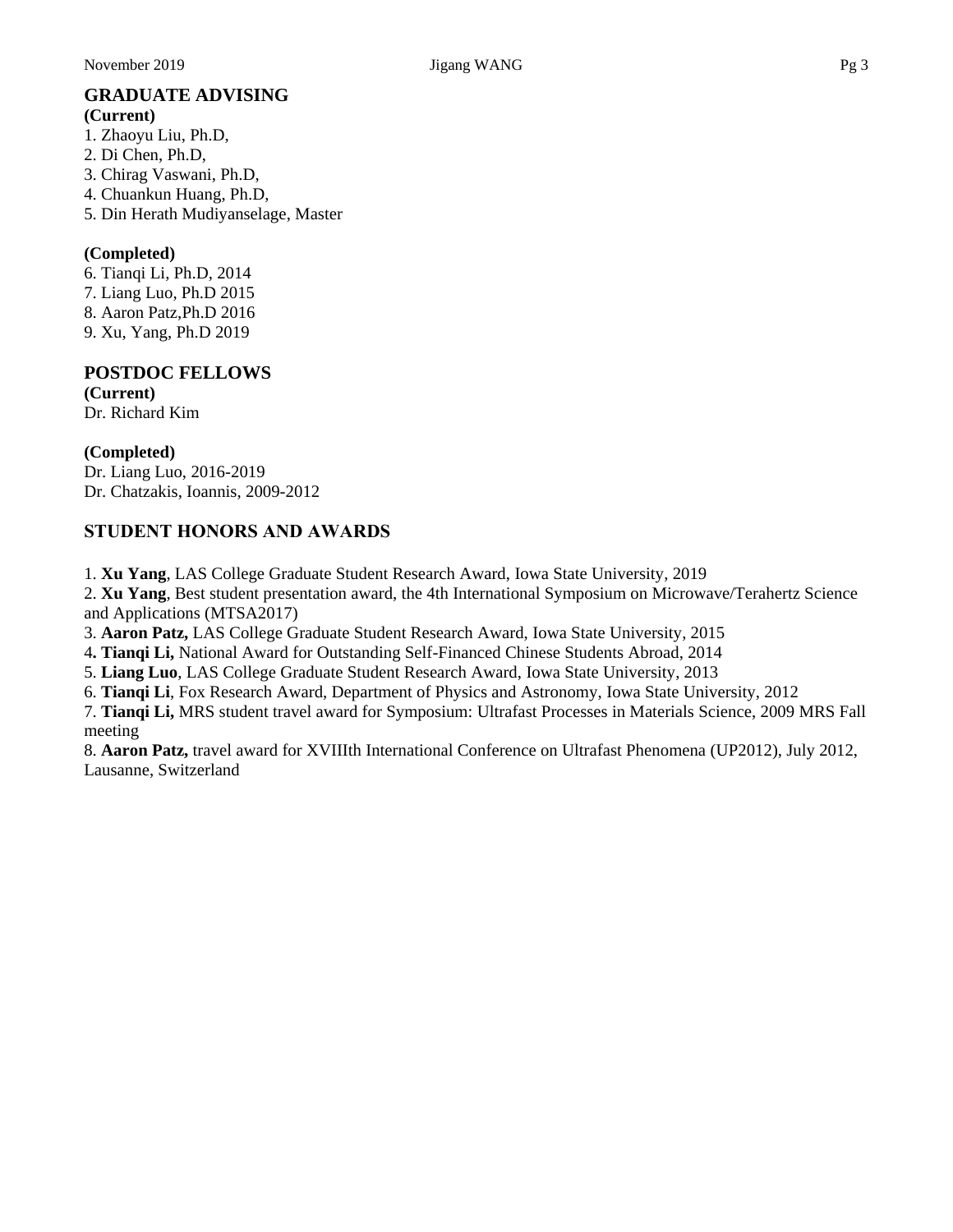## GRADUATE ADVISING

**(Current)**

1. Zhaoyu Liu, Ph.D,
2. Di Chen, Ph.D,
3. Chirag Vaswani, Ph.D,
4. Chuankun Huang, Ph.D,
5. Din Herath Mudiyanselage, Master

**(Completed)**

6. Tianqi Li, Ph.D, 2014
7. Liang Luo, Ph.D 2015
8. Aaron Patz,Ph.D 2016
9. Xu, Yang, Ph.D 2019

## POSTDOC FELLOWS

**(Current)**

Dr. Richard Kim

**(Completed)**

Dr. Liang Luo, 2016-2019
Dr. Chatzakis, Ioannis, 2009-2012

## STUDENT HONORS AND AWARDS

1. **Xu Yang**, LAS College Graduate Student Research Award, Iowa State University, 2019
2. **Xu Yang**, Best student presentation award, the 4th International Symposium on Microwave/Terahertz Science and Applications (MTSA2017)
3. **Aaron Patz,** LAS College Graduate Student Research Award, Iowa State University, 2015
4. **Tianqi Li,** National Award for Outstanding Self-Financed Chinese Students Abroad, 2014
5. **Liang Luo**, LAS College Graduate Student Research Award, Iowa State University, 2013
6. **Tianqi Li**, Fox Research Award, Department of Physics and Astronomy, Iowa State University, 2012
7. **Tianqi Li,** MRS student travel award for Symposium: Ultrafast Processes in Materials Science, 2009 MRS Fall meeting
8. **Aaron Patz,** travel award for XVIIIth International Conference on Ultrafast Phenomena (UP2012), July 2012, Lausanne, Switzerland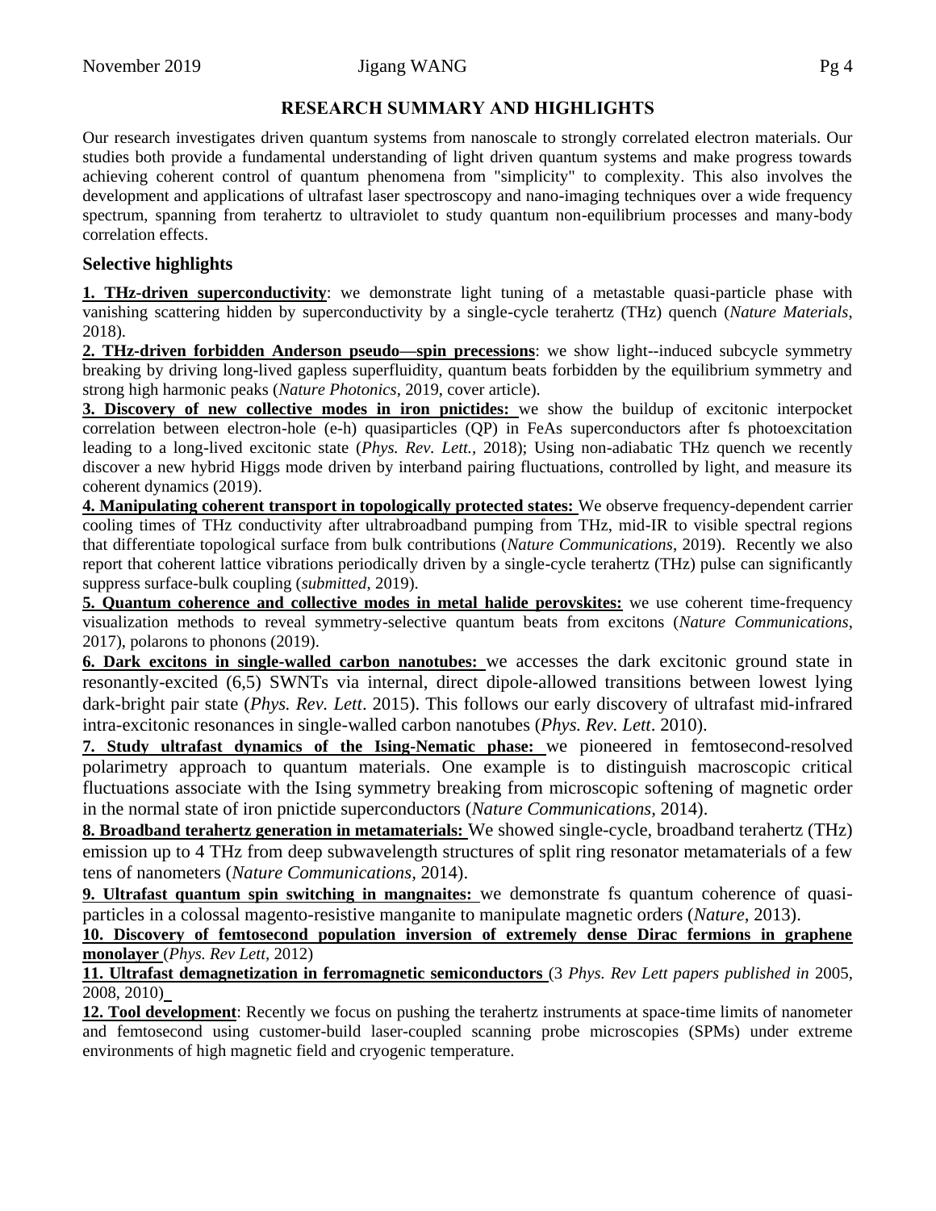## RESEARCH SUMMARY AND HIGHLIGHTS

Our research investigates driven quantum systems from nanoscale to strongly correlated electron materials. Our studies both provide a fundamental understanding of light driven quantum systems and make progress towards achieving coherent control of quantum phenomena from "simplicity" to complexity. This also involves the development and applications of ultrafast laser spectroscopy and nano-imaging techniques over a wide frequency spectrum, spanning from terahertz to ultraviolet to study quantum non-equilibrium processes and many-body correlation effects.

### Selective highlights

**1. THz-driven superconductivity**: we demonstrate light tuning of a metastable quasi-particle phase with vanishing scattering hidden by superconductivity by a single-cycle terahertz (THz) quench (*Nature Materials*, 2018).

**2. THz-driven forbidden Anderson pseudo—spin precessions**: we show light--induced subcycle symmetry breaking by driving long-lived gapless superfluidity, quantum beats forbidden by the equilibrium symmetry and strong high harmonic peaks (*Nature Photonics*, 2019, cover article).

**3. Discovery of new collective modes in iron pnictides:** we show the buildup of excitonic interpocket correlation between electron-hole (e-h) quasiparticles (QP) in FeAs superconductors after fs photoexcitation leading to a long-lived excitonic state (*Phys. Rev. Lett.*, 2018); Using non-adiabatic THz quench we recently discover a new hybrid Higgs mode driven by interband pairing fluctuations, controlled by light, and measure its coherent dynamics (2019).

**4. Manipulating coherent transport in topologically protected states:** We observe frequency-dependent carrier cooling times of THz conductivity after ultrabroadband pumping from THz, mid-IR to visible spectral regions that differentiate topological surface from bulk contributions (*Nature Communications*, 2019). Recently we also report that coherent lattice vibrations periodically driven by a single-cycle terahertz (THz) pulse can significantly suppress surface-bulk coupling (*submitted*, 2019).

**5. Quantum coherence and collective modes in metal halide perovskites:** we use coherent time-frequency visualization methods to reveal symmetry-selective quantum beats from excitons (*Nature Communications*, 2017), polarons to phonons (2019).

**6. Dark excitons in single-walled carbon nanotubes:** we accesses the dark excitonic ground state in resonantly-excited (6,5) SWNTs via internal, direct dipole-allowed transitions between lowest lying dark-bright pair state (*Phys. Rev. Lett*. 2015). This follows our early discovery of ultrafast mid-infrared intra-excitonic resonances in single-walled carbon nanotubes (*Phys. Rev. Lett*. 2010).

**7. Study ultrafast dynamics of the Ising-Nematic phase:** we pioneered in femtosecond-resolved polarimetry approach to quantum materials. One example is to distinguish macroscopic critical fluctuations associate with the Ising symmetry breaking from microscopic softening of magnetic order in the normal state of iron pnictide superconductors (*Nature Communications*, 2014).

**8. Broadband terahertz generation in metamaterials:** We showed single-cycle, broadband terahertz (THz) emission up to 4 THz from deep subwavelength structures of split ring resonator metamaterials of a few tens of nanometers (*Nature Communications*, 2014).

**9. Ultrafast quantum spin switching in mangnaites:** we demonstrate fs quantum coherence of quasi-particles in a colossal magento-resistive manganite to manipulate magnetic orders (*Nature*, 2013).

**10. Discovery of femtosecond population inversion of extremely dense Dirac fermions in graphene monolayer** (*Phys. Rev Lett*, 2012)

**11. Ultrafast demagnetization in ferromagnetic semiconductors** (3 *Phys. Rev Lett papers published in* 2005, 2008, 2010)

**12. Tool development**: Recently we focus on pushing the terahertz instruments at space-time limits of nanometer and femtosecond using customer-build laser-coupled scanning probe microscopies (SPMs) under extreme environments of high magnetic field and cryogenic temperature.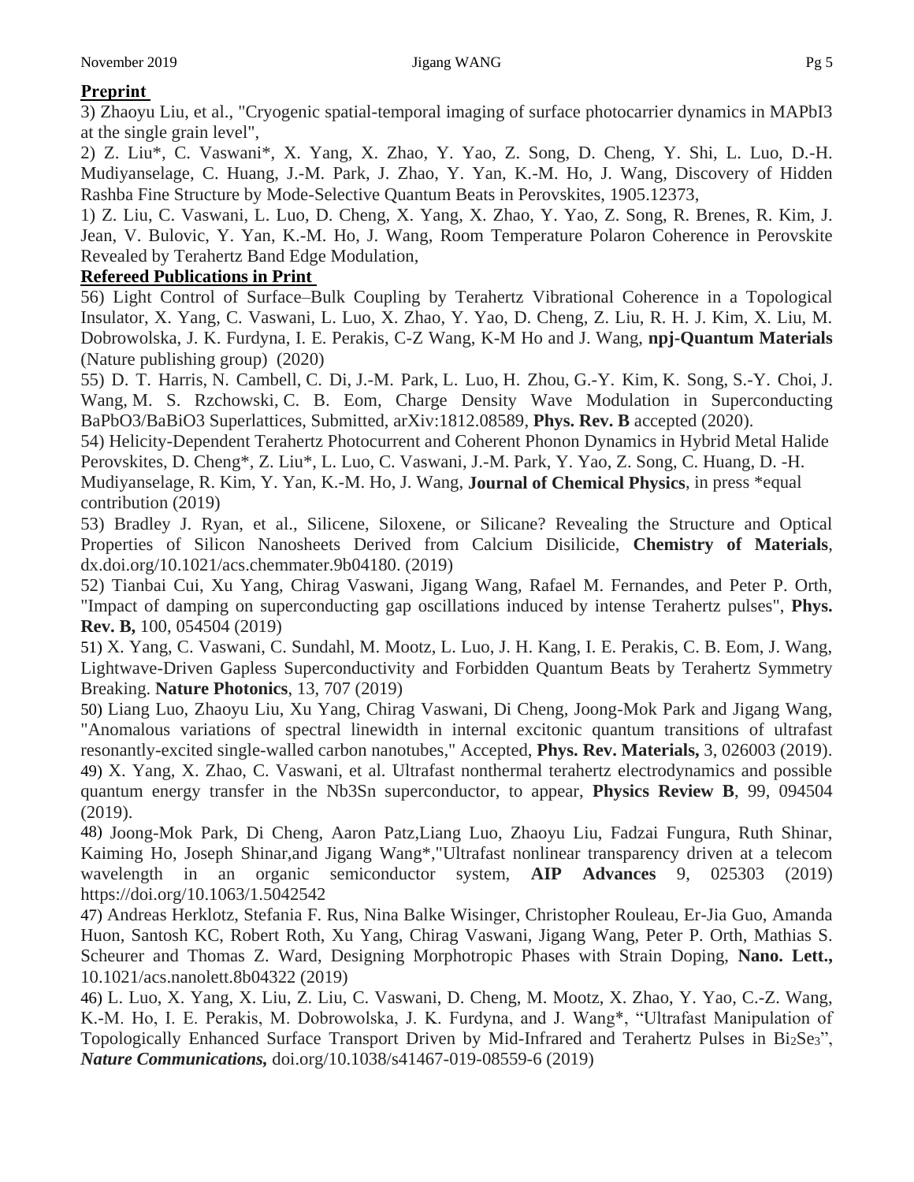**Preprint**

3) Zhaoyu Liu, et al., "Cryogenic spatial-temporal imaging of surface photocarrier dynamics in $MAPbI_3$ at the single grain level",

2) Z. Liu*, C. Vaswani*, X. Yang, X. Zhao, Y. Yao, Z. Song, D. Cheng, Y. Shi, L. Luo, D.-H. Mudiyanselage, C. Huang, J.-M. Park, J. Zhao, Y. Yan, K.-M. Ho, J. Wang, Discovery of Hidden Rashba Fine Structure by Mode-Selective Quantum Beats in Perovskites, 1905.12373,

1) Z. Liu, C. Vaswani, L. Luo, D. Cheng, X. Yang, X. Zhao, Y. Yao, Z. Song, R. Brenes, R. Kim, J. Jean, V. Bulovic, Y. Yan, K.-M. Ho, J. Wang, Room Temperature Polaron Coherence in Perovskite Revealed by Terahertz Band Edge Modulation,

**Refereed Publications in Print**

56) Light Control of Surface–Bulk Coupling by Terahertz Vibrational Coherence in a Topological Insulator, X. Yang, C. Vaswani, L. Luo, X. Zhao, Y. Yao, D. Cheng, Z. Liu, R. H. J. Kim, X. Liu, M. Dobrowolska, J. K. Furdyna, I. E. Perakis, C-Z Wang, K-M Ho and J. Wang, **npj-Quantum Materials** (Nature publishing group) (2020)

55) D. T. Harris, N. Cambell, C. Di, J.-M. Park, L. Luo, H. Zhou, G.-Y. Kim, K. Song, S.-Y. Choi, J. Wang, M. S. Rzchowski, C. B. Eom, Charge Density Wave Modulation in Superconducting $BaPbO_3/BaBiO_3$ Superlattices, Submitted, arXiv:1812.08589, **Phys. Rev. B** accepted (2020).

54) Helicity-Dependent Terahertz Photocurrent and Coherent Phonon Dynamics in Hybrid Metal Halide Perovskites, D. Cheng*, Z. Liu*, L. Luo, C. Vaswani, J.-M. Park, Y. Yao, Z. Song, C. Huang, D. -H. Mudiyanselage, R. Kim, Y. Yan, K.-M. Ho, J. Wang, **Journal of Chemical Physics**, in press *equal contribution (2019)

53) Bradley J. Ryan, et al., Silicene, Siloxene, or Silicane? Revealing the Structure and Optical Properties of Silicon Nanosheets Derived from Calcium Disilicide, **Chemistry of Materials**, dx.doi.org/10.1021/acs.chemmater.9b04180. (2019)

52) Tianbai Cui, Xu Yang, Chirag Vaswani, Jigang Wang, Rafael M. Fernandes, and Peter P. Orth, "Impact of damping on superconducting gap oscillations induced by intense Terahertz pulses", **Phys. Rev. B,** 100, 054504 (2019)

51) X. Yang, C. Vaswani, C. Sundahl, M. Mootz, L. Luo, J. H. Kang, I. E. Perakis, C. B. Eom, J. Wang, Lightwave-Driven Gapless Superconductivity and Forbidden Quantum Beats by Terahertz Symmetry Breaking. **Nature Photonics**, 13, 707 (2019)

50) Liang Luo, Zhaoyu Liu, Xu Yang, Chirag Vaswani, Di Cheng, Joong-Mok Park and Jigang Wang, "Anomalous variations of spectral linewidth in internal excitonic quantum transitions of ultrafast resonantly-excited single-walled carbon nanotubes," Accepted, **Phys. Rev. Materials,** 3, 026003 (2019).

49) X. Yang, X. Zhao, C. Vaswani, et al. Ultrafast nonthermal terahertz electrodynamics and possible quantum energy transfer in the $Nb_3Sn$ superconductor, to appear, **Physics Review B**, 99, 094504 (2019).

48) Joong-Mok Park, Di Cheng, Aaron Patz,Liang Luo, Zhaoyu Liu, Fadzai Fungura, Ruth Shinar, Kaiming Ho, Joseph Shinar,and Jigang Wang*,"Ultrafast nonlinear transparency driven at a telecom wavelength in an organic semiconductor system, **AIP Advances** 9, 025303 (2019) https://doi.org/10.1063/1.5042542

47) Andreas Herklotz, Stefania F. Rus, Nina Balke Wisinger, Christopher Rouleau, Er-Jia Guo, Amanda Huon, Santosh KC, Robert Roth, Xu Yang, Chirag Vaswani, Jigang Wang, Peter P. Orth, Mathias S. Scheurer and Thomas Z. Ward, Designing Morphotropic Phases with Strain Doping, **Nano. Lett.,** 10.1021/acs.nanolett.8b04322 (2019)

46) L. Luo, X. Yang, X. Liu, Z. Liu, C. Vaswani, D. Cheng, M. Mootz, X. Zhao, Y. Yao, C.-Z. Wang, K.-M. Ho, I. E. Perakis, M. Dobrowolska, J. K. Furdyna, and J. Wang*, "Ultrafast Manipulation of Topologically Enhanced Surface Transport Driven by Mid-Infrared and Terahertz Pulses in $Bi_2Se_3$", ***Nature Communications,*** doi.org/10.1038/s41467-019-08559-6 (2019)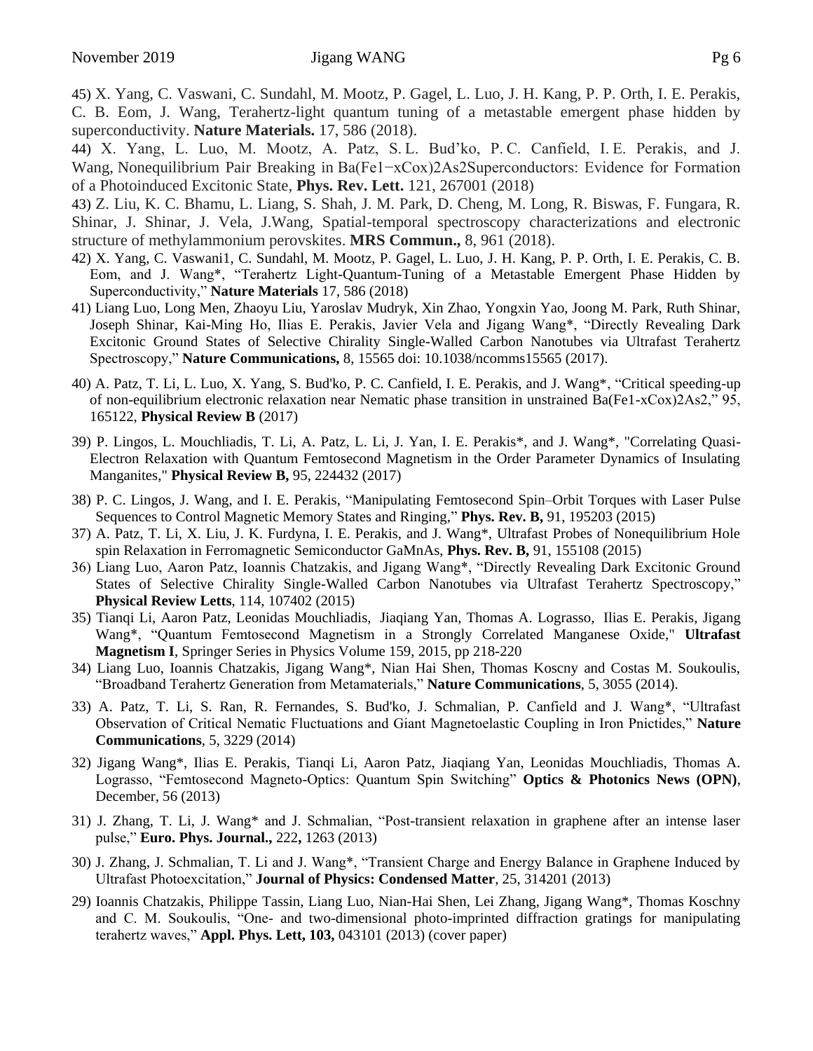45) X. Yang, C. Vaswani, C. Sundahl, M. Mootz, P. Gagel, L. Luo, J. H. Kang, P. P. Orth, I. E. Perakis, C. B. Eom, J. Wang, Terahertz-light quantum tuning of a metastable emergent phase hidden by superconductivity. **Nature Materials.** 17, 586 (2018).

44) X. Yang, L. Luo, M. Mootz, A. Patz, S. L. Bud'ko, P. C. Canfield, I. E. Perakis, and J. Wang, Nonequilibrium Pair Breaking in Ba(Fe1−xCox)2As2Superconductors: Evidence for Formation of a Photoinduced Excitonic State, **Phys. Rev. Lett.** 121, 267001 (2018)

43) Z. Liu, K. C. Bhamu, L. Liang, S. Shah, J. M. Park, D. Cheng, M. Long, R. Biswas, F. Fungara, R. Shinar, J. Shinar, J. Vela, J.Wang, Spatial-temporal spectroscopy characterizations and electronic structure of methylammonium perovskites. **MRS Commun.,** 8, 961 (2018).

42) X. Yang, C. Vaswani1, C. Sundahl, M. Mootz, P. Gagel, L. Luo, J. H. Kang, P. P. Orth, I. E. Perakis, C. B. Eom, and J. Wang*, "Terahertz Light-Quantum-Tuning of a Metastable Emergent Phase Hidden by Superconductivity," **Nature Materials** 17, 586 (2018)

41) Liang Luo, Long Men, Zhaoyu Liu, Yaroslav Mudryk, Xin Zhao, Yongxin Yao, Joong M. Park, Ruth Shinar, Joseph Shinar, Kai-Ming Ho, Ilias E. Perakis, Javier Vela and Jigang Wang*, "Directly Revealing Dark Excitonic Ground States of Selective Chirality Single-Walled Carbon Nanotubes via Ultrafast Terahertz Spectroscopy," **Nature Communications,** 8, 15565 doi: 10.1038/ncomms15565 (2017).

40) A. Patz, T. Li, L. Luo, X. Yang, S. Bud'ko, P. C. Canfield, I. E. Perakis, and J. Wang*, "Critical speeding-up of non-equilibrium electronic relaxation near Nematic phase transition in unstrained Ba(Fe1-xCox)2As2," 95, 165122, **Physical Review B** (2017)

39) P. Lingos, L. Mouchliadis, T. Li, A. Patz, L. Li, J. Yan, I. E. Perakis*, and J. Wang*, "Correlating Quasi-Electron Relaxation with Quantum Femtosecond Magnetism in the Order Parameter Dynamics of Insulating Manganites," **Physical Review B,** 95, 224432 (2017)

38) P. C. Lingos, J. Wang, and I. E. Perakis, "Manipulating Femtosecond Spin–Orbit Torques with Laser Pulse Sequences to Control Magnetic Memory States and Ringing," **Phys. Rev. B,** 91, 195203 (2015)

37) A. Patz, T. Li, X. Liu, J. K. Furdyna, I. E. Perakis, and J. Wang*, Ultrafast Probes of Nonequilibrium Hole spin Relaxation in Ferromagnetic Semiconductor GaMnAs, **Phys. Rev. B,** 91, 155108 (2015)

36) Liang Luo, Aaron Patz, Ioannis Chatzakis, and Jigang Wang*, "Directly Revealing Dark Excitonic Ground States of Selective Chirality Single-Walled Carbon Nanotubes via Ultrafast Terahertz Spectroscopy," **Physical Review Letts**, 114, 107402 (2015)

35) Tianqi Li, Aaron Patz, Leonidas Mouchliadis, Jiaqiang Yan, Thomas A. Lograsso, Ilias E. Perakis, Jigang Wang*, "Quantum Femtosecond Magnetism in a Strongly Correlated Manganese Oxide," **Ultrafast Magnetism I**, Springer Series in Physics Volume 159, 2015, pp 218-220

34) Liang Luo, Ioannis Chatzakis, Jigang Wang*, Nian Hai Shen, Thomas Koscny and Costas M. Soukoulis, "Broadband Terahertz Generation from Metamaterials," **Nature Communications**, 5, 3055 (2014).

33) A. Patz, T. Li, S. Ran, R. Fernandes, S. Bud'ko, J. Schmalian, P. Canfield and J. Wang*, "Ultrafast Observation of Critical Nematic Fluctuations and Giant Magnetoelastic Coupling in Iron Pnictides," **Nature Communications**, 5, 3229 (2014)

32) Jigang Wang*, Ilias E. Perakis, Tianqi Li, Aaron Patz, Jiaqiang Yan, Leonidas Mouchliadis, Thomas A. Lograsso, "Femtosecond Magneto-Optics: Quantum Spin Switching" **Optics & Photonics News (OPN)**, December, 56 (2013)

31) J. Zhang, T. Li, J. Wang* and J. Schmalian, "Post-transient relaxation in graphene after an intense laser pulse," **Euro. Phys. Journal.,** 222**,** 1263 (2013)

30) J. Zhang, J. Schmalian, T. Li and J. Wang*, "Transient Charge and Energy Balance in Graphene Induced by Ultrafast Photoexcitation," **Journal of Physics: Condensed Matter**, 25, 314201 (2013)

29) Ioannis Chatzakis, Philippe Tassin, Liang Luo, Nian-Hai Shen, Lei Zhang, Jigang Wang*, Thomas Koschny and C. M. Soukoulis, "One- and two-dimensional photo-imprinted diffraction gratings for manipulating terahertz waves," **Appl. Phys. Lett, 103,** 043101 (2013) (cover paper)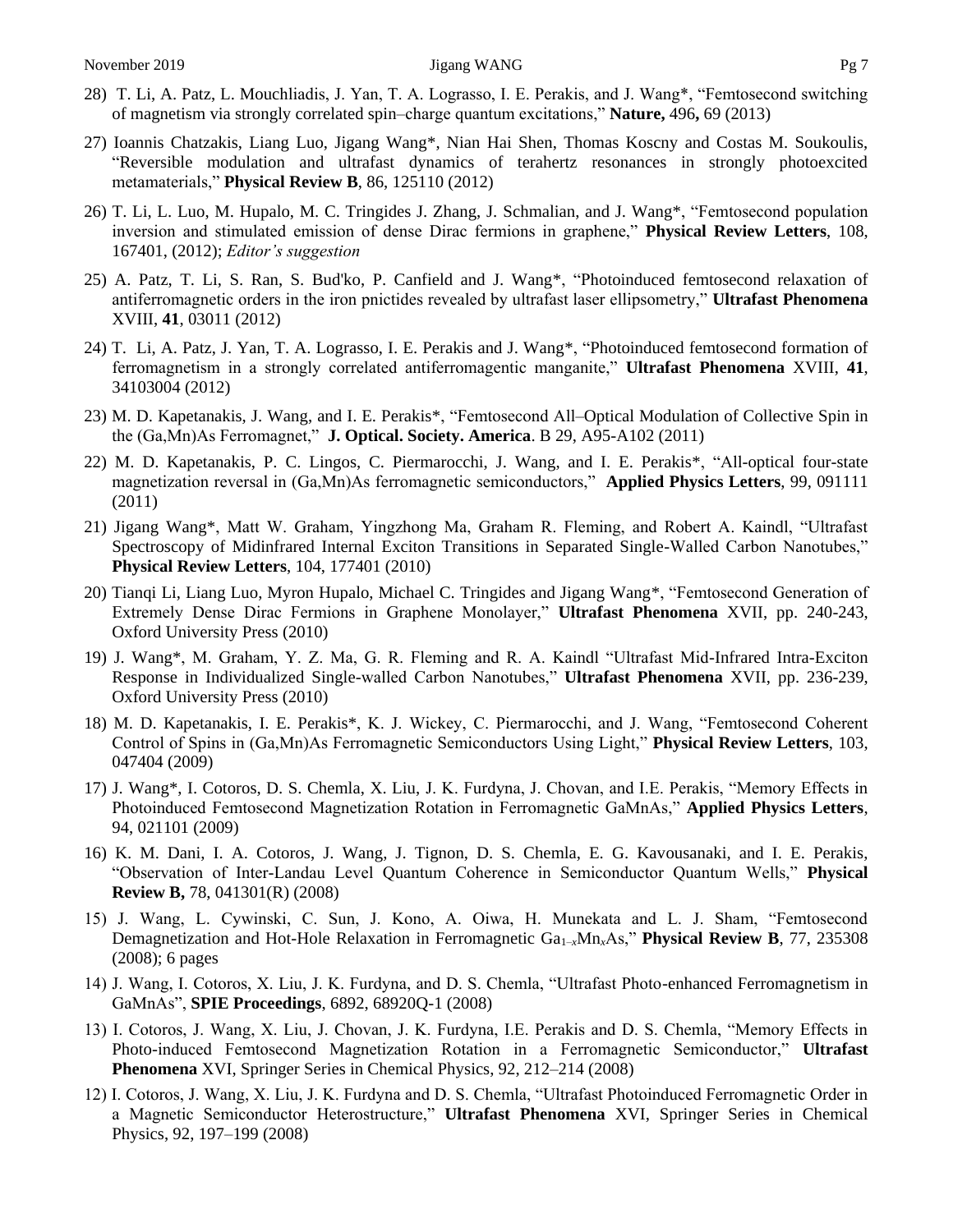28) T. Li, A. Patz, L. Mouchliadis, J. Yan, T. A. Lograsso, I. E. Perakis, and J. Wang*, "Femtosecond switching of magnetism via strongly correlated spin–charge quantum excitations," **Nature,** 496**,** 69 (2013)

27) Ioannis Chatzakis, Liang Luo, Jigang Wang*, Nian Hai Shen, Thomas Koscny and Costas M. Soukoulis, "Reversible modulation and ultrafast dynamics of terahertz resonances in strongly photoexcited metamaterials," **Physical Review B**, 86, 125110 (2012)

26) T. Li, L. Luo, M. Hupalo, M. C. Tringides J. Zhang, J. Schmalian, and J. Wang*, "Femtosecond population inversion and stimulated emission of dense Dirac fermions in graphene," **Physical Review Letters**, 108, 167401, (2012); *Editor's suggestion*

25) A. Patz, T. Li, S. Ran, S. Bud'ko, P. Canfield and J. Wang*, "Photoinduced femtosecond relaxation of antiferromagnetic orders in the iron pnictides revealed by ultrafast laser ellipsometry," **Ultrafast Phenomena** XVIII, **41**, 03011 (2012)

24) T. Li, A. Patz, J. Yan, T. A. Lograsso, I. E. Perakis and J. Wang*, "Photoinduced femtosecond formation of ferromagnetism in a strongly correlated antiferromagentic manganite," **Ultrafast Phenomena** XVIII, **41**, 34103004 (2012)

23) M. D. Kapetanakis, J. Wang, and I. E. Perakis*, "Femtosecond All–Optical Modulation of Collective Spin in the (Ga,Mn)As Ferromagnet," **J. Optical. Society. America**. B 29, A95-A102 (2011)

22) M. D. Kapetanakis, P. C. Lingos, C. Piermarocchi, J. Wang, and I. E. Perakis*, "All-optical four-state magnetization reversal in (Ga,Mn)As ferromagnetic semiconductors," **Applied Physics Letters**, 99, 091111 (2011)

21) Jigang Wang*, Matt W. Graham, Yingzhong Ma, Graham R. Fleming, and Robert A. Kaindl, "Ultrafast Spectroscopy of Midinfrared Internal Exciton Transitions in Separated Single-Walled Carbon Nanotubes," **Physical Review Letters**, 104, 177401 (2010)

20) Tianqi Li, Liang Luo, Myron Hupalo, Michael C. Tringides and Jigang Wang*, "Femtosecond Generation of Extremely Dense Dirac Fermions in Graphene Monolayer," **Ultrafast Phenomena** XVII, pp. 240-243, Oxford University Press (2010)

19) J. Wang*, M. Graham, Y. Z. Ma, G. R. Fleming and R. A. Kaindl "Ultrafast Mid-Infrared Intra-Exciton Response in Individualized Single-walled Carbon Nanotubes," **Ultrafast Phenomena** XVII, pp. 236-239, Oxford University Press (2010)

18) M. D. Kapetanakis, I. E. Perakis*, K. J. Wickey, C. Piermarocchi, and J. Wang, "Femtosecond Coherent Control of Spins in (Ga,Mn)As Ferromagnetic Semiconductors Using Light," **Physical Review Letters**, 103, 047404 (2009)

17) J. Wang*, I. Cotoros, D. S. Chemla, X. Liu, J. K. Furdyna, J. Chovan, and I.E. Perakis, "Memory Effects in Photoinduced Femtosecond Magnetization Rotation in Ferromagnetic GaMnAs," **Applied Physics Letters**, 94, 021101 (2009)

16) K. M. Dani, I. A. Cotoros, J. Wang, J. Tignon, D. S. Chemla, E. G. Kavousanaki, and I. E. Perakis, "Observation of Inter-Landau Level Quantum Coherence in Semiconductor Quantum Wells," **Physical Review B,** 78, 041301(R) (2008)

15) J. Wang, L. Cywinski, C. Sun, J. Kono, A. Oiwa, H. Munekata and L. J. Sham, "Femtosecond Demagnetization and Hot-Hole Relaxation in Ferromagnetic $Ga_{1-x}Mn_xAs$," **Physical Review B**, 77, 235308 (2008); 6 pages

14) J. Wang, I. Cotoros, X. Liu, J. K. Furdyna, and D. S. Chemla, "Ultrafast Photo-enhanced Ferromagnetism in GaMnAs", **SPIE Proceedings**, 6892, 68920Q-1 (2008)

13) I. Cotoros, J. Wang, X. Liu, J. Chovan, J. K. Furdyna, I.E. Perakis and D. S. Chemla, "Memory Effects in Photo-induced Femtosecond Magnetization Rotation in a Ferromagnetic Semiconductor," **Ultrafast Phenomena** XVI, Springer Series in Chemical Physics, 92, 212–214 (2008)

12) I. Cotoros, J. Wang, X. Liu, J. K. Furdyna and D. S. Chemla, "Ultrafast Photoinduced Ferromagnetic Order in a Magnetic Semiconductor Heterostructure," **Ultrafast Phenomena** XVI, Springer Series in Chemical Physics, 92, 197–199 (2008)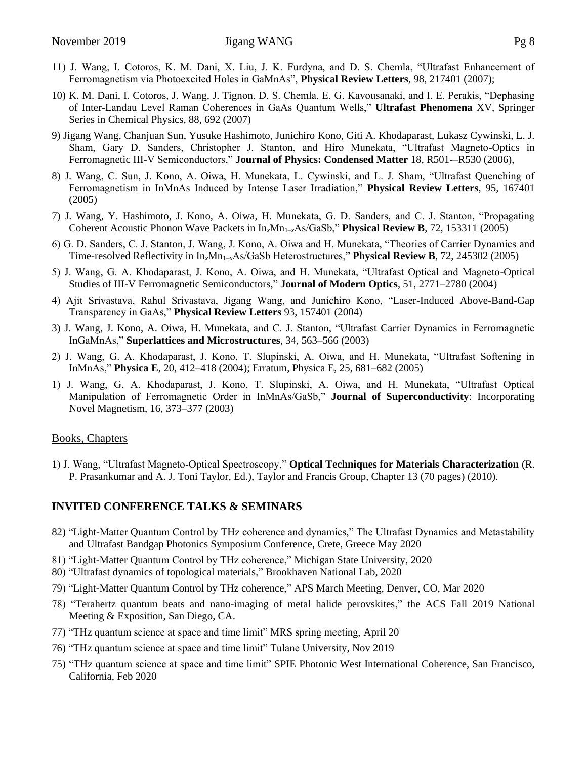11) J. Wang, I. Cotoros, K. M. Dani, X. Liu, J. K. Furdyna, and D. S. Chemla, "Ultrafast Enhancement of Ferromagnetism via Photoexcited Holes in GaMnAs", **Physical Review Letters**, 98, 217401 (2007);

10) K. M. Dani, I. Cotoros, J. Wang, J. Tignon, D. S. Chemla, E. G. Kavousanaki, and I. E. Perakis, "Dephasing of Inter-Landau Level Raman Coherences in GaAs Quantum Wells," **Ultrafast Phenomena** XV, Springer Series in Chemical Physics, 88, 692 (2007)

9) Jigang Wang, Chanjuan Sun, Yusuke Hashimoto, Junichiro Kono, Giti A. Khodaparast, Lukasz Cywinski, L. J. Sham, Gary D. Sanders, Christopher J. Stanton, and Hiro Munekata, "Ultrafast Magneto-Optics in Ferromagnetic III-V Semiconductors," **Journal of Physics: Condensed Matter** 18, R501-–R530 (2006),

8) J. Wang, C. Sun, J. Kono, A. Oiwa, H. Munekata, L. Cywinski, and L. J. Sham, "Ultrafast Quenching of Ferromagnetism in InMnAs Induced by Intense Laser Irradiation," **Physical Review Letters**, 95, 167401 (2005)

7) J. Wang, Y. Hashimoto, J. Kono, A. Oiwa, H. Munekata, G. D. Sanders, and C. J. Stanton, "Propagating Coherent Acoustic Phonon Wave Packets in $In_xMn_{1-x}As$/GaSb," **Physical Review B**, 72, 153311 (2005)

6) G. D. Sanders, C. J. Stanton, J. Wang, J. Kono, A. Oiwa and H. Munekata, "Theories of Carrier Dynamics and Time-resolved Reflectivity in $In_xMn_{1-x}As$/GaSb Heterostructures," **Physical Review B**, 72, 245302 (2005)

5) J. Wang, G. A. Khodaparast, J. Kono, A. Oiwa, and H. Munekata, "Ultrafast Optical and Magneto-Optical Studies of III-V Ferromagnetic Semiconductors," **Journal of Modern Optics**, 51, 2771–2780 (2004)

4) Ajit Srivastava, Rahul Srivastava, Jigang Wang, and Junichiro Kono, "Laser-Induced Above-Band-Gap Transparency in GaAs," **Physical Review Letters** 93, 157401 (2004)

3) J. Wang, J. Kono, A. Oiwa, H. Munekata, and C. J. Stanton, "Ultrafast Carrier Dynamics in Ferromagnetic InGaMnAs," **Superlattices and Microstructures**, 34, 563–566 (2003)

2) J. Wang, G. A. Khodaparast, J. Kono, T. Slupinski, A. Oiwa, and H. Munekata, "Ultrafast Softening in InMnAs," **Physica E**, 20, 412–418 (2004); Erratum, Physica E, 25, 681–682 (2005)

1) J. Wang, G. A. Khodaparast, J. Kono, T. Slupinski, A. Oiwa, and H. Munekata, "Ultrafast Optical Manipulation of Ferromagnetic Order in InMnAs/GaSb," **Journal of Superconductivity**: Incorporating Novel Magnetism, 16, 373–377 (2003)

Books, Chapters

1) J. Wang, "Ultrafast Magneto-Optical Spectroscopy," **Optical Techniques for Materials Characterization** (R. P. Prasankumar and A. J. Toni Taylor, Ed.), Taylor and Francis Group, Chapter 13 (70 pages) (2010).

## INVITED CONFERENCE TALKS & SEMINARS

82) "Light-Matter Quantum Control by THz coherence and dynamics," The Ultrafast Dynamics and Metastability and Ultrafast Bandgap Photonics Symposium Conference, Crete, Greece May 2020

81) "Light-Matter Quantum Control by THz coherence," Michigan State University, 2020

80) "Ultrafast dynamics of topological materials," Brookhaven National Lab, 2020

79) "Light-Matter Quantum Control by THz coherence," APS March Meeting, Denver, CO, Mar 2020

78) "Terahertz quantum beats and nano-imaging of metal halide perovskites," the ACS Fall 2019 National Meeting & Exposition, San Diego, CA.

77) "THz quantum science at space and time limit" MRS spring meeting, April 20

76) "THz quantum science at space and time limit" Tulane University, Nov 2019

75) "THz quantum science at space and time limit" SPIE Photonic West International Coherence, San Francisco, California, Feb 2020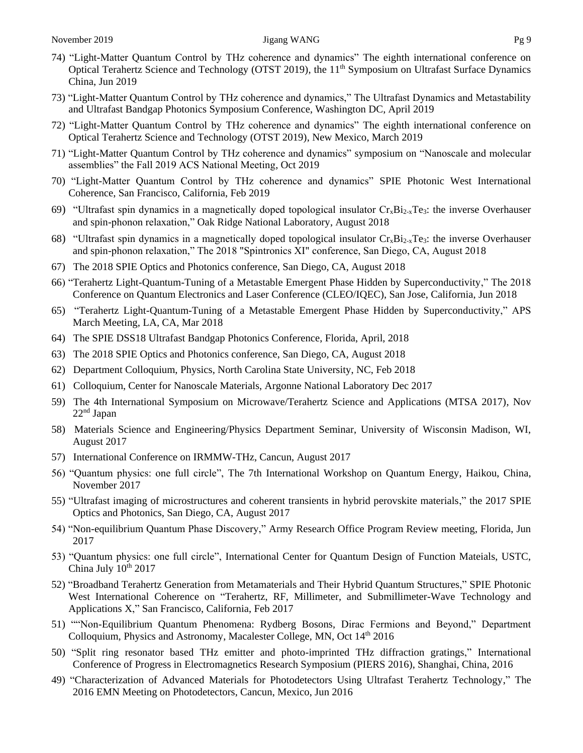74) "Light-Matter Quantum Control by THz coherence and dynamics" The eighth international conference on Optical Terahertz Science and Technology (OTST 2019), the 11th Symposium on Ultrafast Surface Dynamics China, Jun 2019

73) "Light-Matter Quantum Control by THz coherence and dynamics," The Ultrafast Dynamics and Metastability and Ultrafast Bandgap Photonics Symposium Conference, Washington DC, April 2019

72) "Light-Matter Quantum Control by THz coherence and dynamics" The eighth international conference on Optical Terahertz Science and Technology (OTST 2019), New Mexico, March 2019

71) "Light-Matter Quantum Control by THz coherence and dynamics" symposium on "Nanoscale and molecular assemblies" the Fall 2019 ACS National Meeting, Oct 2019

70) "Light-Matter Quantum Control by THz coherence and dynamics" SPIE Photonic West International Coherence, San Francisco, California, Feb 2019

69) "Ultrafast spin dynamics in a magnetically doped topological insulator $Cr_xBi_{2-x}Te_3$: the inverse Overhauser and spin-phonon relaxation," Oak Ridge National Laboratory, August 2018

68) "Ultrafast spin dynamics in a magnetically doped topological insulator $Cr_xBi_{2-x}Te_3$: the inverse Overhauser and spin-phonon relaxation," The 2018 "Spintronics XI" conference, San Diego, CA, August 2018

67) The 2018 SPIE Optics and Photonics conference, San Diego, CA, August 2018

66) "Terahertz Light-Quantum-Tuning of a Metastable Emergent Phase Hidden by Superconductivity," The 2018 Conference on Quantum Electronics and Laser Conference (CLEO/IQEC), San Jose, California, Jun 2018

65) "Terahertz Light-Quantum-Tuning of a Metastable Emergent Phase Hidden by Superconductivity," APS March Meeting, LA, CA, Mar 2018

64) The SPIE DSS18 Ultrafast Bandgap Photonics Conference, Florida, April, 2018

63) The 2018 SPIE Optics and Photonics conference, San Diego, CA, August 2018

62) Department Colloquium, Physics, North Carolina State University, NC, Feb 2018

61) Colloquium, Center for Nanoscale Materials, Argonne National Laboratory Dec 2017

59) The 4th International Symposium on Microwave/Terahertz Science and Applications (MTSA 2017), Nov 22nd Japan

58) Materials Science and Engineering/Physics Department Seminar, University of Wisconsin Madison, WI, August 2017

57) International Conference on IRMMW-THz, Cancun, August 2017

56) "Quantum physics: one full circle", The 7th International Workshop on Quantum Energy, Haikou, China, November 2017

55) "Ultrafast imaging of microstructures and coherent transients in hybrid perovskite materials," the 2017 SPIE Optics and Photonics, San Diego, CA, August 2017

54) "Non-equilibrium Quantum Phase Discovery," Army Research Office Program Review meeting, Florida, Jun 2017

53) "Quantum physics: one full circle", International Center for Quantum Design of Function Mateials, USTC, China July 10th 2017

52) "Broadband Terahertz Generation from Metamaterials and Their Hybrid Quantum Structures," SPIE Photonic West International Coherence on "Terahertz, RF, Millimeter, and Submillimeter-Wave Technology and Applications X," San Francisco, California, Feb 2017

51) ""Non-Equilibrium Quantum Phenomena: Rydberg Bosons, Dirac Fermions and Beyond," Department Colloquium, Physics and Astronomy, Macalester College, MN, Oct 14th 2016

50) "Split ring resonator based THz emitter and photo-imprinted THz diffraction gratings," International Conference of Progress in Electromagnetics Research Symposium (PIERS 2016), Shanghai, China, 2016

49) "Characterization of Advanced Materials for Photodetectors Using Ultrafast Terahertz Technology," The 2016 EMN Meeting on Photodetectors, Cancun, Mexico, Jun 2016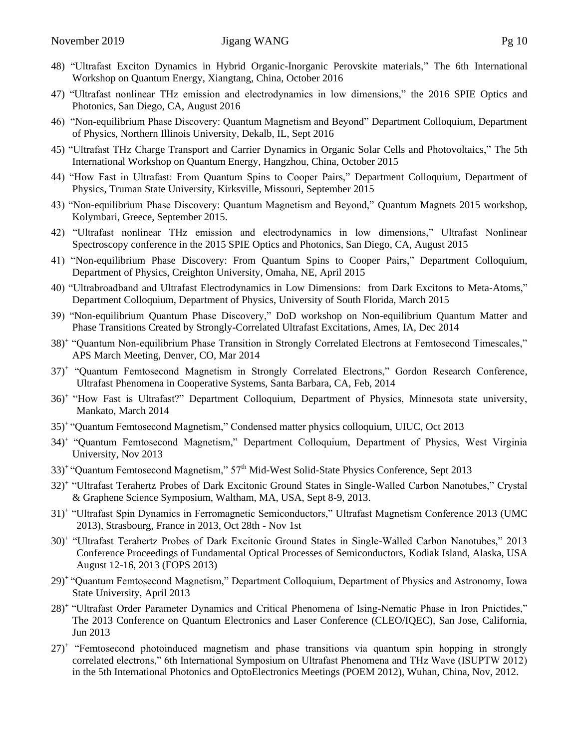48) "Ultrafast Exciton Dynamics in Hybrid Organic-Inorganic Perovskite materials," The 6th International Workshop on Quantum Energy, Xiangtang, China, October 2016

47) "Ultrafast nonlinear THz emission and electrodynamics in low dimensions," the 2016 SPIE Optics and Photonics, San Diego, CA, August 2016

46) "Non-equilibrium Phase Discovery: Quantum Magnetism and Beyond" Department Colloquium, Department of Physics, Northern Illinois University, Dekalb, IL, Sept 2016

45) "Ultrafast THz Charge Transport and Carrier Dynamics in Organic Solar Cells and Photovoltaics," The 5th International Workshop on Quantum Energy, Hangzhou, China, October 2015

44) "How Fast in Ultrafast: From Quantum Spins to Cooper Pairs," Department Colloquium, Department of Physics, Truman State University, Kirksville, Missouri, September 2015

43) "Non-equilibrium Phase Discovery: Quantum Magnetism and Beyond," Quantum Magnets 2015 workshop, Kolymbari, Greece, September 2015.

42) "Ultrafast nonlinear THz emission and electrodynamics in low dimensions," Ultrafast Nonlinear Spectroscopy conference in the 2015 SPIE Optics and Photonics, San Diego, CA, August 2015

41) "Non-equilibrium Phase Discovery: From Quantum Spins to Cooper Pairs," Department Colloquium, Department of Physics, Creighton University, Omaha, NE, April 2015

40) "Ultrabroadband and Ultrafast Electrodynamics in Low Dimensions: from Dark Excitons to Meta-Atoms," Department Colloquium, Department of Physics, University of South Florida, March 2015

39) "Non-equilibrium Quantum Phase Discovery," DoD workshop on Non-equilibrium Quantum Matter and Phase Transitions Created by Strongly-Correlated Ultrafast Excitations, Ames, IA, Dec 2014

38)[+] "Quantum Non-equilibrium Phase Transition in Strongly Correlated Electrons at Femtosecond Timescales," APS March Meeting, Denver, CO, Mar 2014

37)[+] "Quantum Femtosecond Magnetism in Strongly Correlated Electrons," Gordon Research Conference, Ultrafast Phenomena in Cooperative Systems, Santa Barbara, CA, Feb, 2014

36)[+] "How Fast is Ultrafast?" Department Colloquium, Department of Physics, Minnesota state university, Mankato, March 2014

35)[+] "Quantum Femtosecond Magnetism," Condensed matter physics colloquium, UIUC, Oct 2013

34)[+] "Quantum Femtosecond Magnetism," Department Colloquium, Department of Physics, West Virginia University, Nov 2013

33)[+] "Quantum Femtosecond Magnetism," 57[th] Mid-West Solid-State Physics Conference, Sept 2013

32)[+] "Ultrafast Terahertz Probes of Dark Excitonic Ground States in Single-Walled Carbon Nanotubes," Crystal & Graphene Science Symposium, Waltham, MA, USA, Sept 8-9, 2013.

31)[+] "Ultrafast Spin Dynamics in Ferromagnetic Semiconductors," Ultrafast Magnetism Conference 2013 (UMC 2013), Strasbourg, France in 2013, Oct 28th - Nov 1st

30)[+] "Ultrafast Terahertz Probes of Dark Excitonic Ground States in Single-Walled Carbon Nanotubes," 2013 Conference Proceedings of Fundamental Optical Processes of Semiconductors, Kodiak Island, Alaska, USA August 12-16, 2013 (FOPS 2013)

29)[+] "Quantum Femtosecond Magnetism," Department Colloquium, Department of Physics and Astronomy, Iowa State University, April 2013

28)[+] "Ultrafast Order Parameter Dynamics and Critical Phenomena of Ising-Nematic Phase in Iron Pnictides," The 2013 Conference on Quantum Electronics and Laser Conference (CLEO/IQEC), San Jose, California, Jun 2013

27)[+] "Femtosecond photoinduced magnetism and phase transitions via quantum spin hopping in strongly correlated electrons," 6th International Symposium on Ultrafast Phenomena and THz Wave (ISUPTW 2012) in the 5th International Photonics and OptoElectronics Meetings (POEM 2012), Wuhan, China, Nov, 2012.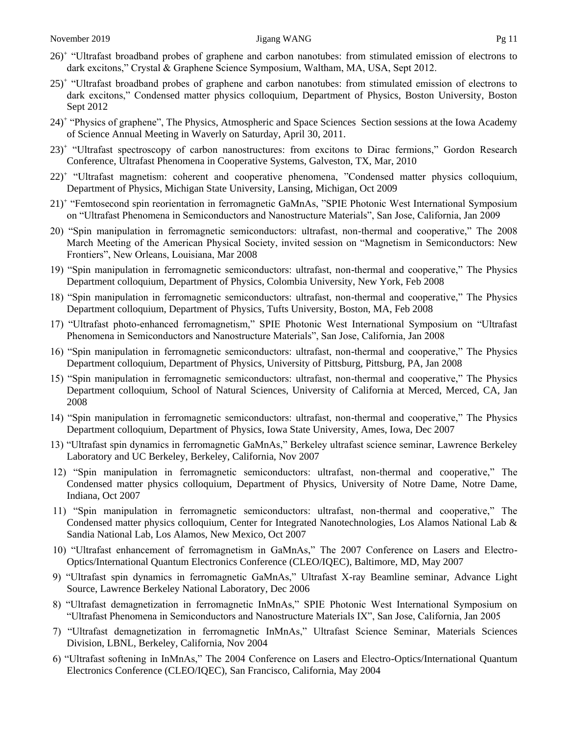26)[+] "Ultrafast broadband probes of graphene and carbon nanotubes: from stimulated emission of electrons to dark excitons," Crystal & Graphene Science Symposium, Waltham, MA, USA, Sept 2012.

25)[+] "Ultrafast broadband probes of graphene and carbon nanotubes: from stimulated emission of electrons to dark excitons," Condensed matter physics colloquium, Department of Physics, Boston University, Boston Sept 2012

24)[+] "Physics of graphene", The Physics, Atmospheric and Space Sciences Section sessions at the Iowa Academy of Science Annual Meeting in Waverly on Saturday, April 30, 2011.

23)[+] "Ultrafast spectroscopy of carbon nanostructures: from excitons to Dirac fermions," Gordon Research Conference, Ultrafast Phenomena in Cooperative Systems, Galveston, TX, Mar, 2010

22)[+] "Ultrafast magnetism: coherent and cooperative phenomena, "Condensed matter physics colloquium, Department of Physics, Michigan State University, Lansing, Michigan, Oct 2009

21)[+] "Femtosecond spin reorientation in ferromagnetic GaMnAs, "SPIE Photonic West International Symposium on "Ultrafast Phenomena in Semiconductors and Nanostructure Materials", San Jose, California, Jan 2009

20) "Spin manipulation in ferromagnetic semiconductors: ultrafast, non-thermal and cooperative," The 2008 March Meeting of the American Physical Society, invited session on "Magnetism in Semiconductors: New Frontiers", New Orleans, Louisiana, Mar 2008

19) "Spin manipulation in ferromagnetic semiconductors: ultrafast, non-thermal and cooperative," The Physics Department colloquium, Department of Physics, Colombia University, New York, Feb 2008

18) "Spin manipulation in ferromagnetic semiconductors: ultrafast, non-thermal and cooperative," The Physics Department colloquium, Department of Physics, Tufts University, Boston, MA, Feb 2008

17) "Ultrafast photo-enhanced ferromagnetism," SPIE Photonic West International Symposium on "Ultrafast Phenomena in Semiconductors and Nanostructure Materials", San Jose, California, Jan 2008

16) "Spin manipulation in ferromagnetic semiconductors: ultrafast, non-thermal and cooperative," The Physics Department colloquium, Department of Physics, University of Pittsburg, Pittsburg, PA, Jan 2008

15) "Spin manipulation in ferromagnetic semiconductors: ultrafast, non-thermal and cooperative," The Physics Department colloquium, School of Natural Sciences, University of California at Merced, Merced, CA, Jan 2008

14) "Spin manipulation in ferromagnetic semiconductors: ultrafast, non-thermal and cooperative," The Physics Department colloquium, Department of Physics, Iowa State University, Ames, Iowa, Dec 2007

13) "Ultrafast spin dynamics in ferromagnetic GaMnAs," Berkeley ultrafast science seminar, Lawrence Berkeley Laboratory and UC Berkeley, Berkeley, California, Nov 2007

12) "Spin manipulation in ferromagnetic semiconductors: ultrafast, non-thermal and cooperative," The Condensed matter physics colloquium, Department of Physics, University of Notre Dame, Notre Dame, Indiana, Oct 2007

11) "Spin manipulation in ferromagnetic semiconductors: ultrafast, non-thermal and cooperative," The Condensed matter physics colloquium, Center for Integrated Nanotechnologies, Los Alamos National Lab & Sandia National Lab, Los Alamos, New Mexico, Oct 2007

10) "Ultrafast enhancement of ferromagnetism in GaMnAs," The 2007 Conference on Lasers and Electro-Optics/International Quantum Electronics Conference (CLEO/IQEC), Baltimore, MD, May 2007

9) "Ultrafast spin dynamics in ferromagnetic GaMnAs," Ultrafast X-ray Beamline seminar, Advance Light Source, Lawrence Berkeley National Laboratory, Dec 2006

8) "Ultrafast demagnetization in ferromagnetic InMnAs," SPIE Photonic West International Symposium on "Ultrafast Phenomena in Semiconductors and Nanostructure Materials IX", San Jose, California, Jan 2005

7) "Ultrafast demagnetization in ferromagnetic InMnAs," Ultrafast Science Seminar, Materials Sciences Division, LBNL, Berkeley, California, Nov 2004

6) "Ultrafast softening in InMnAs," The 2004 Conference on Lasers and Electro-Optics/International Quantum Electronics Conference (CLEO/IQEC), San Francisco, California, May 2004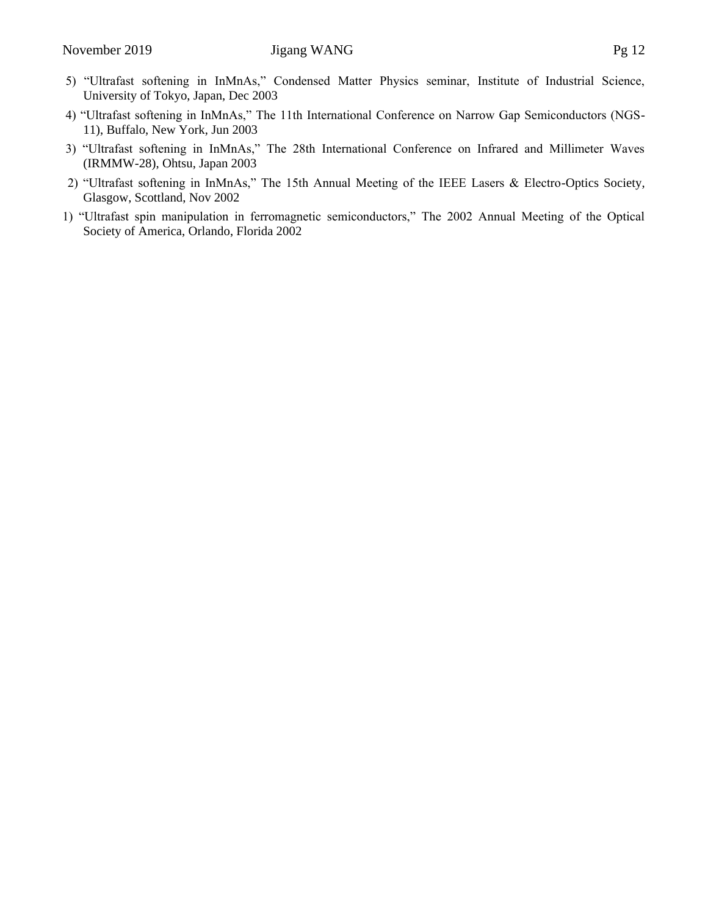5) "Ultrafast softening in InMnAs," Condensed Matter Physics seminar, Institute of Industrial Science, University of Tokyo, Japan, Dec 2003

4) "Ultrafast softening in InMnAs," The 11th International Conference on Narrow Gap Semiconductors (NGS-11), Buffalo, New York, Jun 2003

3) "Ultrafast softening in InMnAs," The 28th International Conference on Infrared and Millimeter Waves (IRMMW-28), Ohtsu, Japan 2003

2) "Ultrafast softening in InMnAs," The 15th Annual Meeting of the IEEE Lasers & Electro-Optics Society, Glasgow, Scottland, Nov 2002

1) "Ultrafast spin manipulation in ferromagnetic semiconductors," The 2002 Annual Meeting of the Optical Society of America, Orlando, Florida 2002